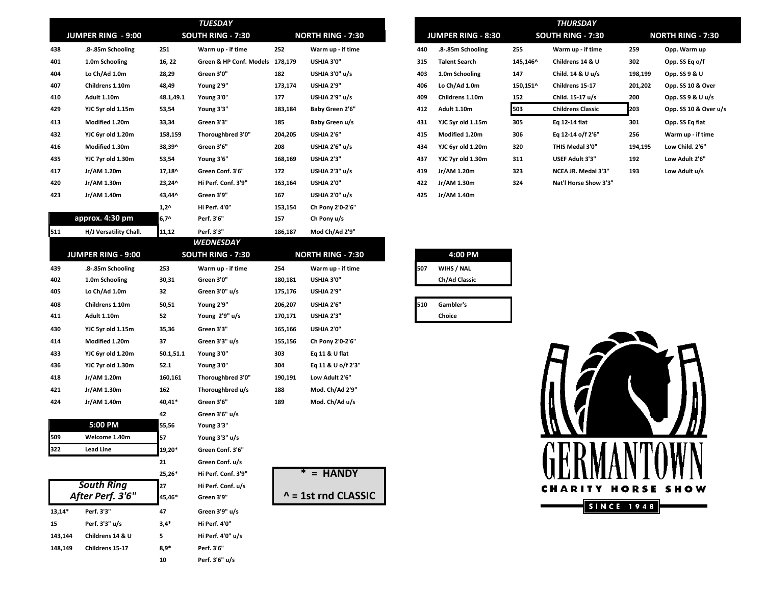## TUESDAY

| JUMPER RING - 9:00 | | SOUTH RING - 7:30 | | NORTH RING - 7:30 | |
|---|---|---|---|---|---|
| 438 | .8-.85m Schooling | 251 | Warm up - if time | 252 | Warm up - if time |
| 401 | 1.0m Schooling | 16, 22 | Green & HP Conf. Models | 178,179 | USHJA 3'0" |
| 404 | Lo Ch/Ad 1.0m | 28,29 | Green 3'0" | 182 | USHJA 3'0" u/s |
| 407 | Childrens 1.10m | 48,49 | Young 2'9" | 173,174 | USHJA 2'9" |
| 410 | Adult 1.10m | 48.1,49.1 | Young 3'0" | 177 | USHJA 2'9" u/s |
| 429 | YJC 5yr old 1.15m | 53,54 | Young 3'3" | 183,184 | Baby Green 2'6" |
| 413 | Modified 1.20m | 33,34 | Green 3'3" | 185 | Baby Green u/s |
| 432 | YJC 6yr old 1.20m | 158,159 | Thoroughbred 3'0" | 204,205 | USHJA 2'6" |
| 416 | Modified 1.30m | 38,39^ | Green 3'6" | 208 | USHJA 2'6" u/s |
| 435 | YJC 7yr old 1.30m | 53,54 | Young 3'6" | 168,169 | USHJA 2'3" |
| 417 | Jr/AM 1.20m | 17,18^ | Green Conf. 3'6" | 172 | USHJA 2'3" u/s |
| 420 | Jr/AM 1.30m | 23,24^ | Hi Perf. Conf. 3'9" | 163,164 | USHJA 2'0" |
| 423 | Jr/AM 1.40m | 43,44^ | Green 3'9" | 167 | USHJA 2'0" u/s |
| | | 1,2^ | Hi Perf. 4'0" | 153,154 | Ch Pony 2'0-2'6" |
| **approx. 4:30 pm** | | 6,7^ | Perf. 3'6" | 157 | Ch Pony u/s |
| 511 | H/J Versatility Chall. | 11,12 | Perf. 3'3" | 186,187 | Mod Ch/Ad 2'9" |

## WEDNESDAY

| JUMPER RING - 9:00 | | SOUTH RING - 7:30 | | NORTH RING - 7:30 | |
|---|---|---|---|---|---|
| 439 | .8-.85m Schooling | 253 | Warm up - if time | 254 | Warm up - if time |
| 402 | 1.0m Schooling | 30,31 | Green 3'0" | 180,181 | USHJA 3'0" |
| 405 | Lo Ch/Ad 1.0m | 32 | Green 3'0" u/s | 175,176 | USHJA 2'9" |
| 408 | Childrens 1.10m | 50,51 | Young 2'9" | 206,207 | USHJA 2'6" |
| 411 | Adult 1.10m | 52 | Young 2'9" u/s | 170,171 | USHJA 2'3" |
| 430 | YJC 5yr old 1.15m | 35,36 | Green 3'3" | 165,166 | USHJA 2'0" |
| 414 | Modified 1.20m | 37 | Green 3'3" u/s | 155,156 | Ch Pony 2'0-2'6" |
| 433 | YJC 6yr old 1.20m | 50.1,51.1 | Young 3'0" | 303 | Eq 11 & U flat |
| 436 | YJC 7yr old 1.30m | 52.1 | Young 3'0" | 304 | Eq 11 & U o/f 2'3" |
| 418 | Jr/AM 1.20m | 160,161 | Thoroughbred 3'0" | 190,191 | Low Adult 2'6" |
| 421 | Jr/AM 1.30m | 162 | Thoroughbred u/s | 188 | Mod. Ch/Ad 2'9" |
| 424 | Jr/AM 1.40m | 40,41* | Green 3'6" | 189 | Mod. Ch/Ad u/s |
| | | 42 | Green 3'6" u/s | | |
| **5:00 PM** | | 55,56 | Young 3'3" | | |
| 509 | Welcome 1.40m | 57 | Young 3'3" u/s | | |
| 322 | Lead Line | 19,20* | Green Conf. 3'6" | | |
| | | 21 | Green Conf. u/s | | |
| | | 25,26* | Hi Perf. Conf. 3'9" | | |
| ***South Ring After Perf. 3'6"*** | | 27 | Hi Perf. Conf. u/s | | |
| 13,14* | Perf. 3'3" | 45,46* | Green 3'9" | | |
| 15 | Perf. 3'3" u/s | 47 | Green 3'9" u/s | | |
| 143,144 | Childrens 14 & U | 3,4* | Hi Perf. 4'0" | | |
| 148,149 | Childrens 15-17 | 5 | Hi Perf. 4'0" u/s | | |
| | | 8,9* | Perf. 3'6" | | |
| | | 10 | Perf. 3'6" u/s | | |

**\* = HANDY**

**^ = 1st rnd CLASSIC**

## THURSDAY

| JUMPER RING - 8:30 | | SOUTH RING - 7:30 | | NORTH RING - 7:30 | |
|---|---|---|---|---|---|
| 440 | .8-.85m Schooling | 255 | Warm up - if time | 259 | Opp. Warm up |
| 315 | Talent Search | 145,146^ | Childrens 14 & U | 302 | Opp. SS Eq o/f |
| 403 | 1.0m Schooling | 147 | Child. 14 & U u/s | 198,199 | Opp. SS 9 & U |
| 406 | Lo Ch/Ad 1.0m | 150,151^ | Childrens 15-17 | 201,202 | Opp. SS 10 & Over |
| 409 | Childrens 1.10m | 152 | Child. 15-17 u/s | 200 | Opp. SS 9 & U u/s |
| 412 | Adult 1.10m | 503 | Childrens Classic | 203 | Opp. SS 10 & Over u/s |
| 431 | YJC 5yr old 1.15m | 305 | Eq 12-14 flat | 301 | Opp. SS Eq flat |
| 415 | Modified 1.20m | 306 | Eq 12-14 o/f 2'6" | 256 | Warm up - if time |
| 434 | YJC 6yr old 1.20m | 320 | THIS Medal 3'0" | 194,195 | Low Child. 2'6" |
| 437 | YJC 7yr old 1.30m | 311 | USEF Adult 3'3" | 192 | Low Adult 2'6" |
| 419 | Jr/AM 1.20m | 323 | NCEA JR. Medal 3'3" | 193 | Low Adult u/s |
| 422 | Jr/AM 1.30m | 324 | Nat'l Horse Show 3'3" | | |
| 425 | Jr/AM 1.40m | | | | |

| 4:00 PM | |
|---|---|
| 507 | WIHS / NAL Ch/Ad Classic |
| 510 | Gambler's Choice |

**GERMANTOWN CHARITY HORSE SHOW**

**SINCE 1948**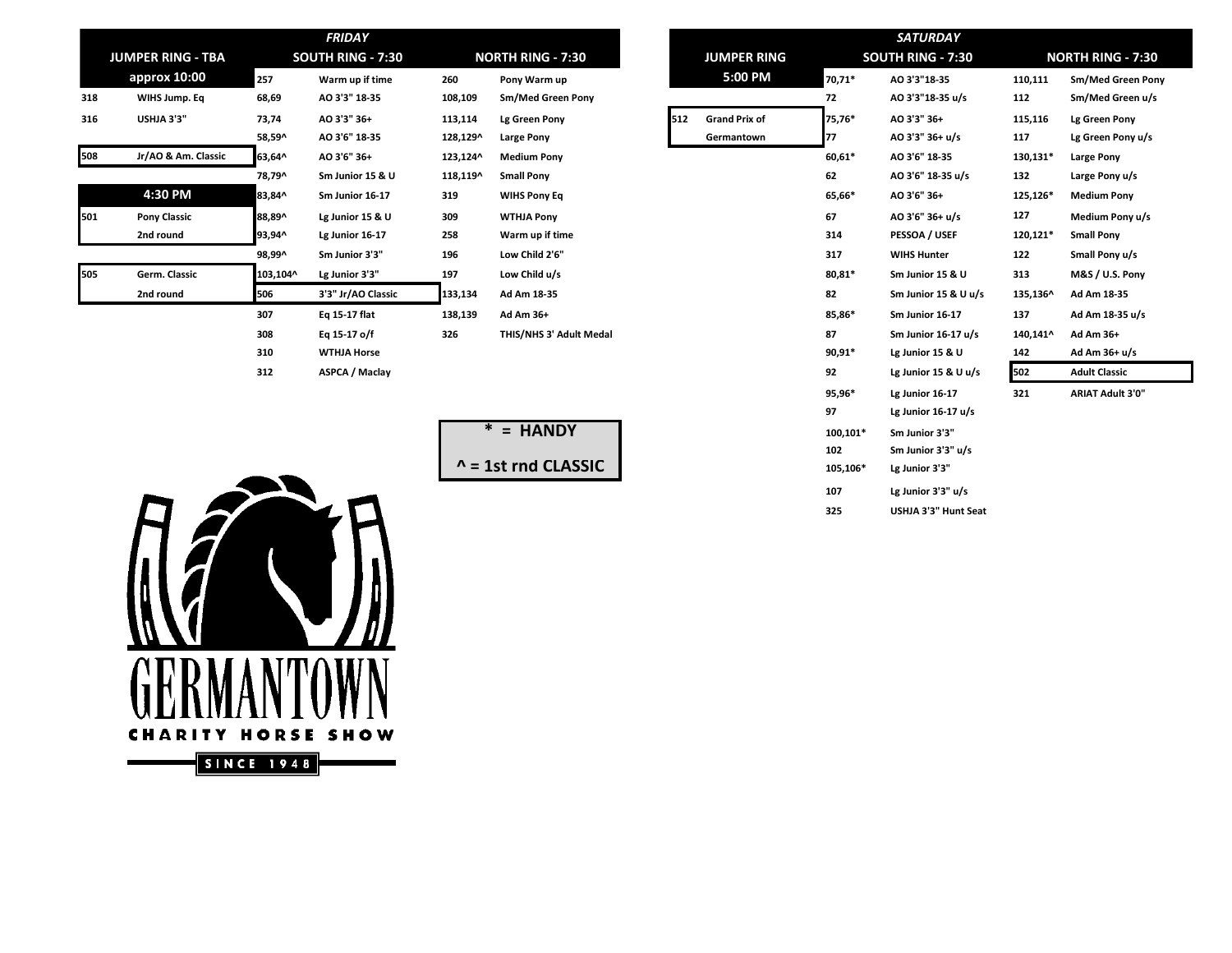## FRIDAY

| JUMPER RING - TBA | | SOUTH RING - 7:30 | | NORTH RING - 7:30 | |
|---|---|---|---|---|---|
| approx 10:00 | | 257 | Warm up if time | 260 | Pony Warm up |
| 318 | WIHS Jump. Eq | 68,69 | AO 3'3" 18-35 | 108,109 | Sm/Med Green Pony |
| 316 | USHJA 3'3" | 73,74 | AO 3'3" 36+ | 113,114 | Lg Green Pony |
| | | 58,59^ | AO 3'6" 18-35 | 128,129^ | Large Pony |
| 508 | Jr/AO & Am. Classic | 63,64^ | AO 3'6" 36+ | 123,124^ | Medium Pony |
| | | 78,79^ | Sm Junior 15 & U | 118,119^ | Small Pony |
| 4:30 PM | | 83,84^ | Sm Junior 16-17 | 319 | WIHS Pony Eq |
| 501 | Pony Classic | 88,89^ | Lg Junior 15 & U | 309 | WTHJA Pony |
| | 2nd round | 93,94^ | Lg Junior 16-17 | 258 | Warm up if time |
| | | 98,99^ | Sm Junior 3'3" | 196 | Low Child 2'6" |
| 505 | Germ. Classic | 103,104^ | Lg Junior 3'3" | 197 | Low Child u/s |
| | 2nd round | 506 | 3'3" Jr/AO Classic | 133,134 | Ad Am 18-35 |
| | | 307 | Eq 15-17 flat | 138,139 | Ad Am 36+ |
| | | 308 | Eq 15-17 o/f | 326 | THIS/NHS 3' Adult Medal |
| | | 310 | WTHJA Horse | | |
| | | 312 | ASPCA / Maclay | | |

## SATURDAY

| JUMPER RING | | SOUTH RING - 7:30 | | NORTH RING - 7:30 | |
|---|---|---|---|---|---|
| 5:00 PM | | 70,71* | AO 3'3"18-35 | 110,111 | Sm/Med Green Pony |
| | | 72 | AO 3'3"18-35 u/s | 112 | Sm/Med Green u/s |
| 512 | Grand Prix of Germantown | 75,76* | AO 3'3" 36+ | 115,116 | Lg Green Pony |
| | | 77 | AO 3'3" 36+ u/s | 117 | Lg Green Pony u/s |
| | | 60,61* | AO 3'6" 18-35 | 130,131* | Large Pony |
| | | 62 | AO 3'6" 18-35 u/s | 132 | Large Pony u/s |
| | | 65,66* | AO 3'6" 36+ | 125,126* | Medium Pony |
| | | 67 | AO 3'6" 36+ u/s | 127 | Medium Pony u/s |
| | | 314 | PESSOA / USEF | 120,121* | Small Pony |
| | | 317 | WIHS Hunter | 122 | Small Pony u/s |
| | | 80,81* | Sm Junior 15 & U | 313 | M&S / U.S. Pony |
| | | 82 | Sm Junior 15 & U u/s | 135,136^ | Ad Am 18-35 |
| | | 85,86* | Sm Junior 16-17 | 137 | Ad Am 18-35 u/s |
| | | 87 | Sm Junior 16-17 u/s | 140,141^ | Ad Am 36+ |
| | | 90,91* | Lg Junior 15 & U | 142 | Ad Am 36+ u/s |
| | | 92 | Lg Junior 15 & U u/s | 502 | Adult Classic |
| | | 95,96* | Lg Junior 16-17 | 321 | ARIAT Adult 3'0" |
| | | 97 | Lg Junior 16-17 u/s | | |
| | | 100,101* | Sm Junior 3'3" | | |
| | | 102 | Sm Junior 3'3" u/s | | |
| | | 105,106* | Lg Junior 3'3" | | |
| | | 107 | Lg Junior 3'3" u/s | | |
| | | 325 | USHJA 3'3" Hunt Seat | | |

**\* = HANDY**

**^ = 1st rnd CLASSIC**

GERMANTOWN
CHARITY HORSE SHOW
SINCE 1948